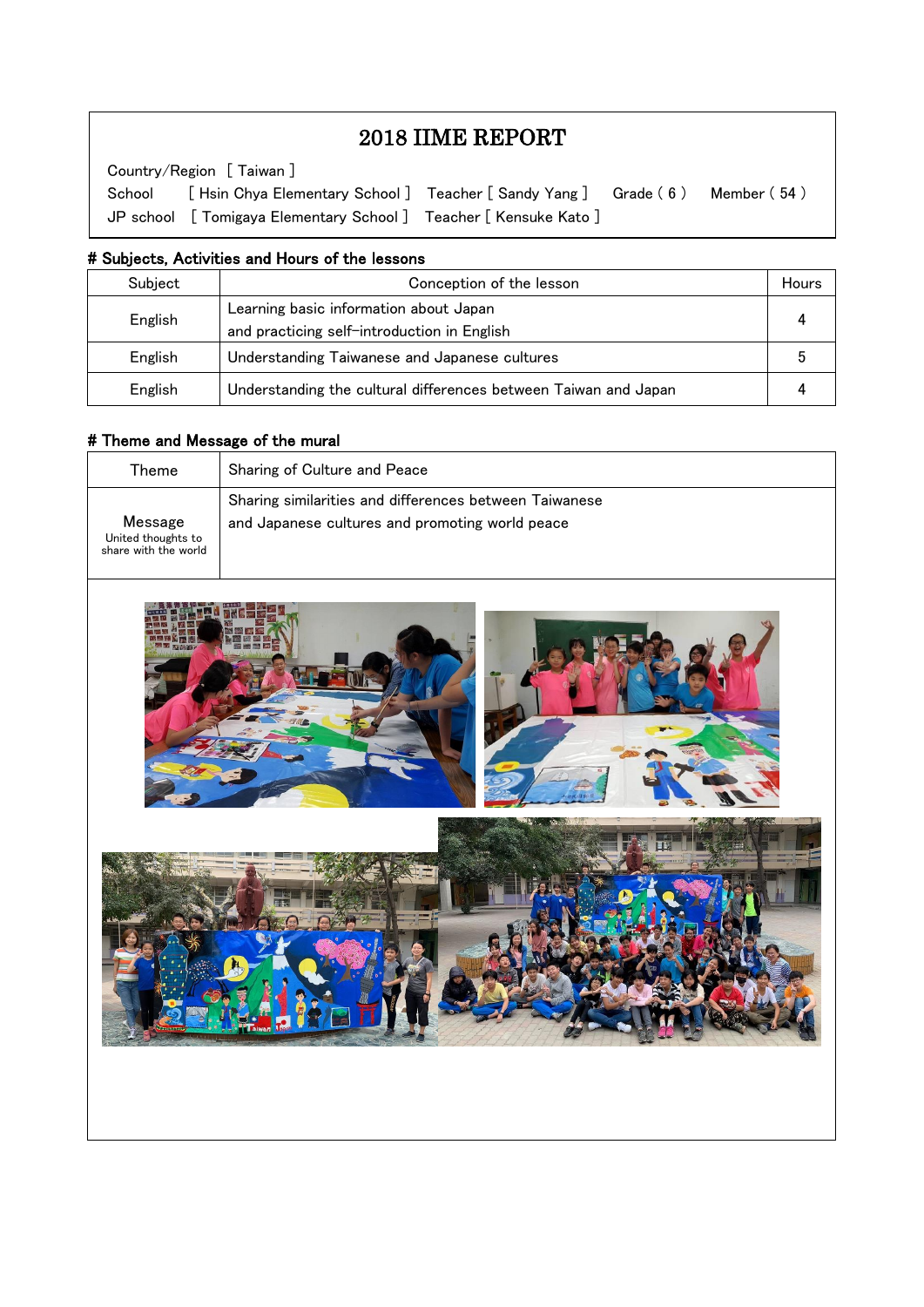# 2018 IIME REPORT

Country/Region [ Taiwan ]

School [ Hsin Chya Elementary School ] Teacher [ Sandy Yang ] Grade ( 6 ) Member ( 54 )

JP school [ Tomigaya Elementary School ] Teacher [ Kensuke Kato ]

## # Subjects, Activities and Hours of the lessons

| Subject | Conception of the lesson | Hours |
|---|---|---|
| English | Learning basic information about Japan and practicing self-introduction in English | 4 |
| English | Understanding Taiwanese and Japanese cultures | 5 |
| English | Understanding the cultural differences between Taiwan and Japan | 4 |

## # Theme and Message of the mural

| | |
|---|---|
| Theme | Sharing of Culture and Peace |
| Message<br>United thoughts to share with the world | Sharing similarities and differences between Taiwanese and Japanese cultures and promoting world peace |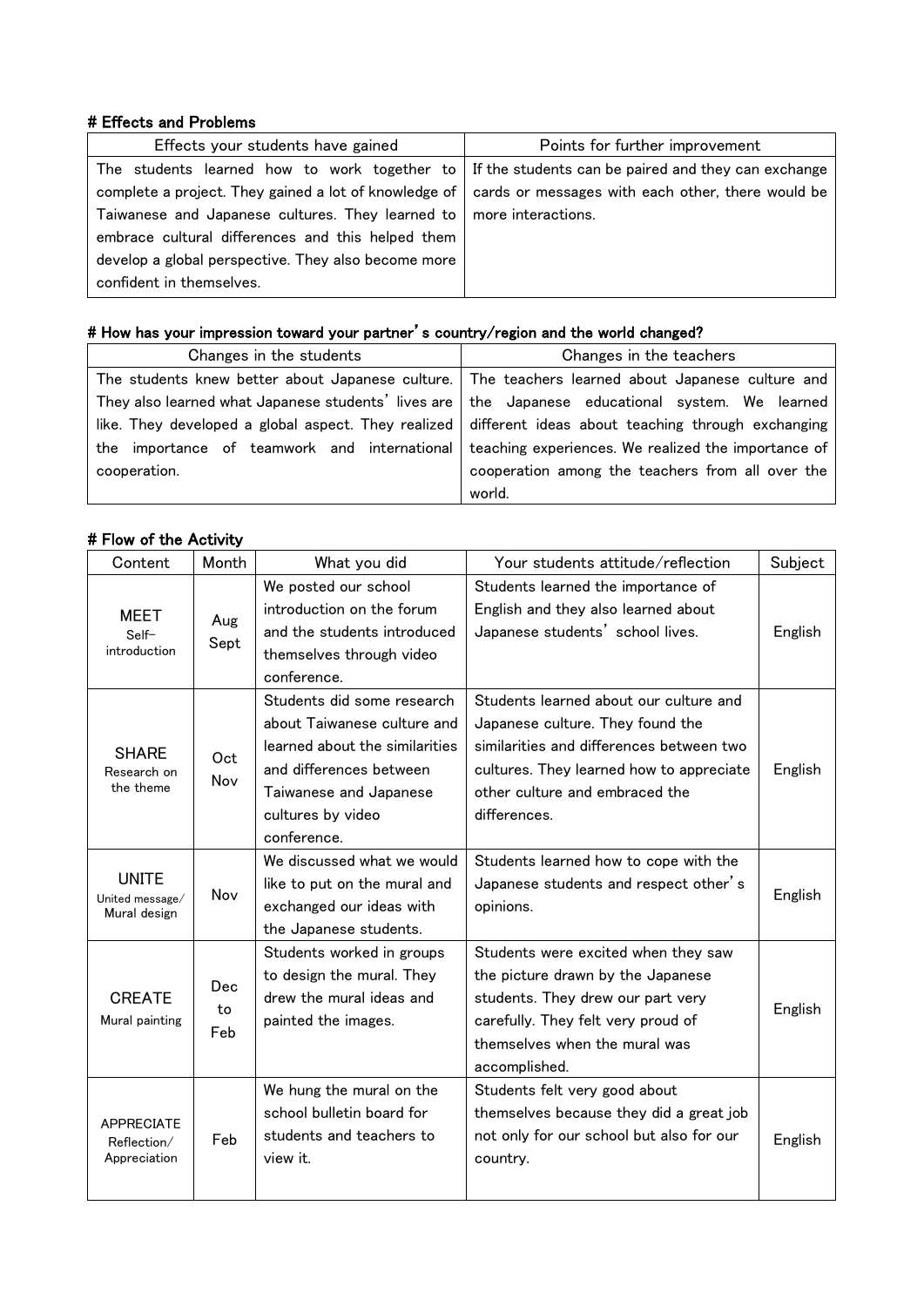# Effects and Problems

| Effects your students have gained | Points for further improvement |
| --- | --- |
| The students learned how to work together to complete a project. They gained a lot of knowledge of Taiwanese and Japanese cultures. They learned to embrace cultural differences and this helped them develop a global perspective. They also become more confident in themselves. | If the students can be paired and they can exchange cards or messages with each other, there would be more interactions. |

# How has your impression toward your partner's country/region and the world changed?

| Changes in the students | Changes in the teachers |
| --- | --- |
| The students knew better about Japanese culture. They also learned what Japanese students' lives are like. They developed a global aspect. They realized the importance of teamwork and international cooperation. | The teachers learned about Japanese culture and the Japanese educational system. We learned different ideas about teaching through exchanging teaching experiences. We realized the importance of cooperation among the teachers from all over the world. |

# Flow of the Activity

| Content | Month | What you did | Your students attitude/reflection | Subject |
| --- | --- | --- | --- | --- |
| MEET<br>Self-introduction | Aug<br>Sept | We posted our school introduction on the forum and the students introduced themselves through video conference. | Students learned the importance of English and they also learned about Japanese students' school lives. | English |
| SHARE<br>Research on the theme | Oct<br>Nov | Students did some research about Taiwanese culture and learned about the similarities and differences between Taiwanese and Japanese cultures by video conference. | Students learned about our culture and Japanese culture. They found the similarities and differences between two cultures. They learned how to appreciate other culture and embraced the differences. | English |
| UNITE<br>United message/ Mural design | Nov | We discussed what we would like to put on the mural and exchanged our ideas with the Japanese students. | Students learned how to cope with the Japanese students and respect other's opinions. | English |
| CREATE<br>Mural painting | Dec<br>to<br>Feb | Students worked in groups to design the mural. They drew the mural ideas and painted the images. | Students were excited when they saw the picture drawn by the Japanese students. They drew our part very carefully. They felt very proud of themselves when the mural was accomplished. | English |
| APPRECIATE<br>Reflection/ Appreciation | Feb | We hung the mural on the school bulletin board for students and teachers to view it. | Students felt very good about themselves because they did a great job not only for our school but also for our country. | English |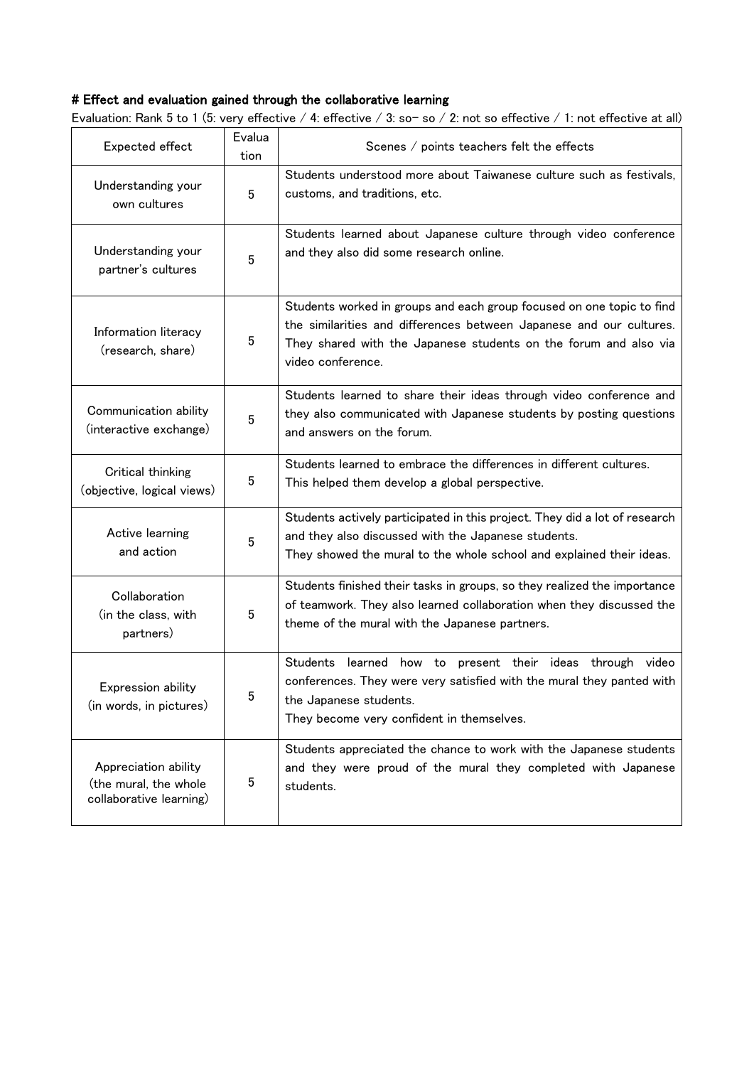# Effect and evaluation gained through the collaborative learning

Evaluation: Rank 5 to 1 (5: very effective / 4: effective / 3: so- so / 2: not so effective / 1: not effective at all)

| Expected effect | Evaluation | Scenes / points teachers felt the effects |
| --- | --- | --- |
| Understanding your own cultures | 5 | Students understood more about Taiwanese culture such as festivals, customs, and traditions, etc. |
| Understanding your partner's cultures | 5 | Students learned about Japanese culture through video conference and they also did some research online. |
| Information literacy (research, share) | 5 | Students worked in groups and each group focused on one topic to find the similarities and differences between Japanese and our cultures. They shared with the Japanese students on the forum and also via video conference. |
| Communication ability (interactive exchange) | 5 | Students learned to share their ideas through video conference and they also communicated with Japanese students by posting questions and answers on the forum. |
| Critical thinking (objective, logical views) | 5 | Students learned to embrace the differences in different cultures. This helped them develop a global perspective. |
| Active learning and action | 5 | Students actively participated in this project. They did a lot of research and they also discussed with the Japanese students. They showed the mural to the whole school and explained their ideas. |
| Collaboration (in the class, with partners) | 5 | Students finished their tasks in groups, so they realized the importance of teamwork. They also learned collaboration when they discussed the theme of the mural with the Japanese partners. |
| Expression ability (in words, in pictures) | 5 | Students learned how to present their ideas through video conferences. They were very satisfied with the mural they panted with the Japanese students. They become very confident in themselves. |
| Appreciation ability (the mural, the whole collaborative learning) | 5 | Students appreciated the chance to work with the Japanese students and they were proud of the mural they completed with Japanese students. |